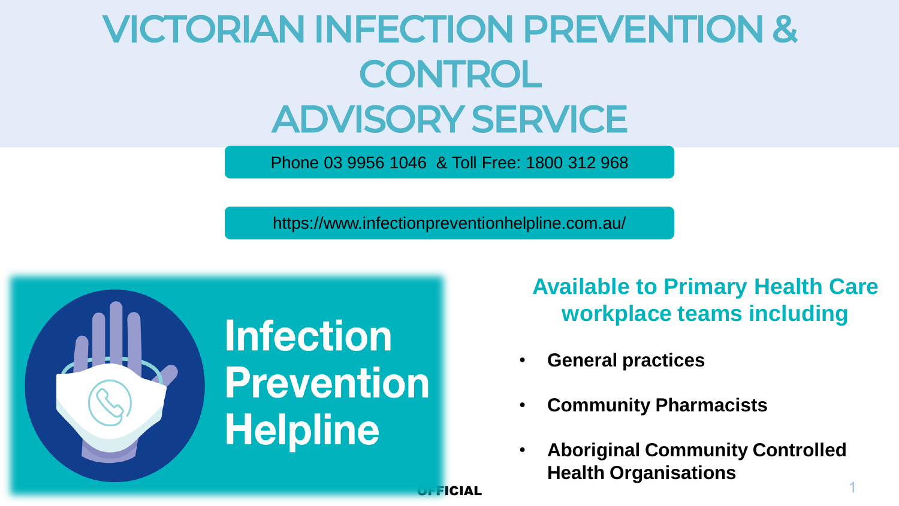# VICTORIAN INFECTION PREVENTION & CONTROL ADVISORY SERVICE

Phone 03 9956 1046 & Toll Free: 1800 312 968

https://www.infectionpreventionhelpline.com.au/

**Infection Prevention Helpline**

## Available to Primary Health Care workplace teams including

- **General practices**
- **Community Pharmacists**
- **Aboriginal Community Controlled Health Organisations**

OFFICIAL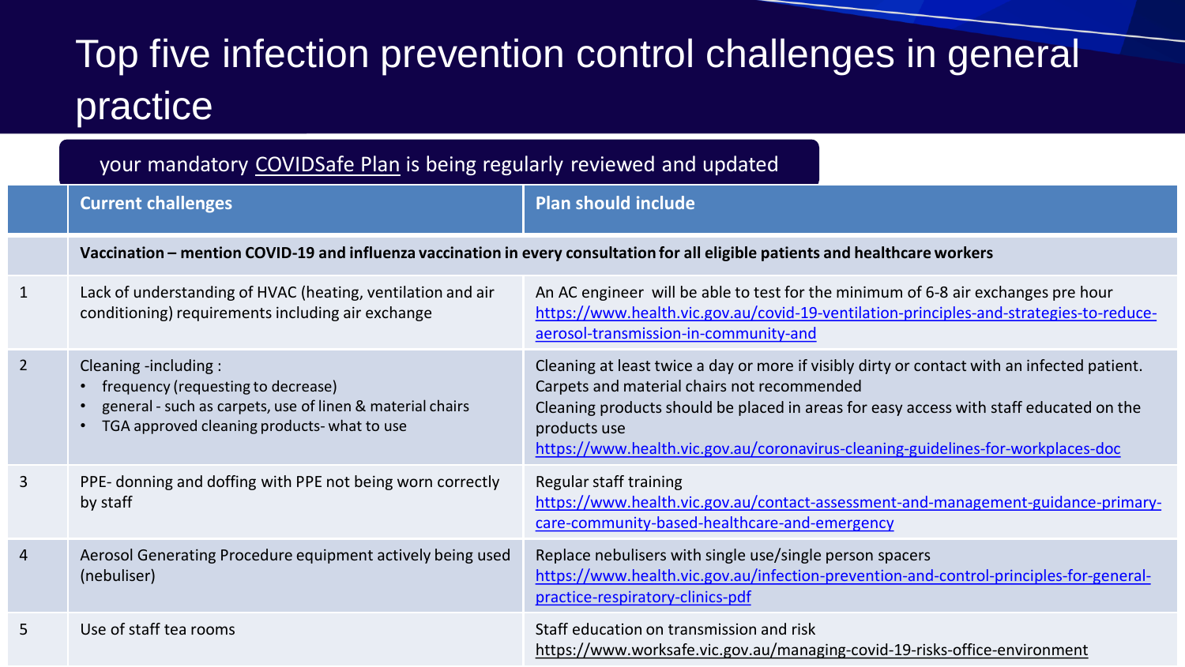# Top five infection prevention control challenges in general practice

your mandatory COVIDSafe Plan is being regularly reviewed and updated

| | Current challenges | Plan should include |
|---|---|---|
| | **Vaccination – mention COVID-19 and influenza vaccination in every consultation for all eligible patients and healthcare workers** | |
| 1 | Lack of understanding of HVAC (heating, ventilation and air conditioning) requirements including air exchange | An AC engineer will be able to test for the minimum of 6-8 air exchanges pre hour https://www.health.vic.gov.au/covid-19-ventilation-principles-and-strategies-to-reduce-aerosol-transmission-in-community-and |
| 2 | Cleaning -including : <br>• frequency (requesting to decrease) <br>• general - such as carpets, use of linen & material chairs <br>• TGA approved cleaning products- what to use | Cleaning at least twice a day or more if visibly dirty or contact with an infected patient. <br>Carpets and material chairs not recommended <br>Cleaning products should be placed in areas for easy access with staff educated on the products use <br>https://www.health.vic.gov.au/coronavirus-cleaning-guidelines-for-workplaces-doc |
| 3 | PPE- donning and doffing with PPE not being worn correctly by staff | Regular staff training <br>https://www.health.vic.gov.au/contact-assessment-and-management-guidance-primary-care-community-based-healthcare-and-emergency |
| 4 | Aerosol Generating Procedure equipment actively being used (nebuliser) | Replace nebulisers with single use/single person spacers <br>https://www.health.vic.gov.au/infection-prevention-and-control-principles-for-general-practice-respiratory-clinics-pdf |
| 5 | Use of staff tea rooms | Staff education on transmission and risk <br>https://www.worksafe.vic.gov.au/managing-covid-19-risks-office-environment |